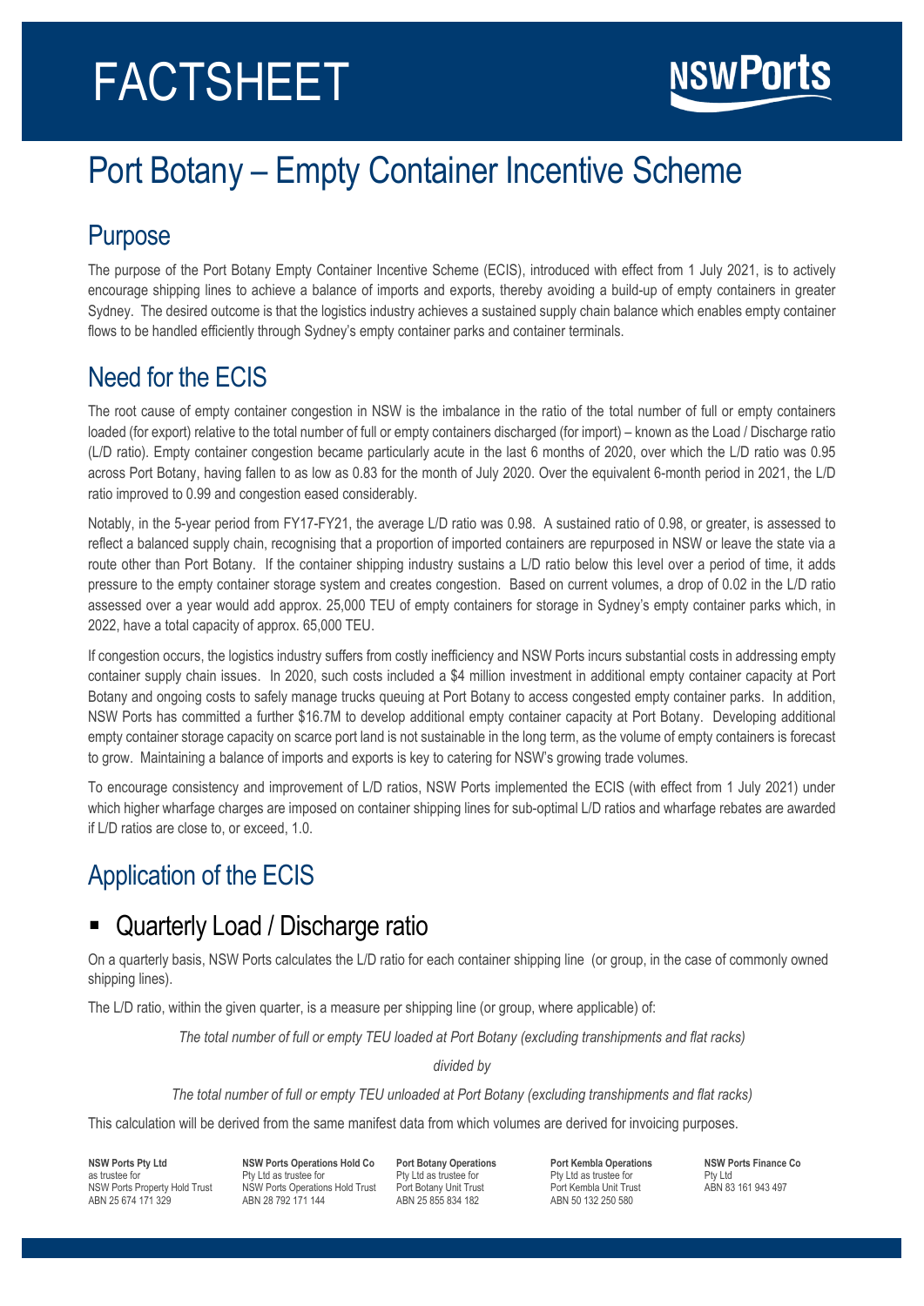# FACTSHEET

# Port Botany – Empty Container Incentive Scheme

## Purpose

The purpose of the Port Botany Empty Container Incentive Scheme (ECIS), introduced with effect from 1 July 2021, is to actively encourage shipping lines to achieve a balance of imports and exports, thereby avoiding a build-up of empty containers in greater Sydney. The desired outcome is that the logistics industry achieves a sustained supply chain balance which enables empty container flows to be handled efficiently through Sydney's empty container parks and container terminals.

## Need for the ECIS

The root cause of empty container congestion in NSW is the imbalance in the ratio of the total number of full or empty containers loaded (for export) relative to the total number of full or empty containers discharged (for import) – known as the Load / Discharge ratio (L/D ratio). Empty container congestion became particularly acute in the last 6 months of 2020, over which the L/D ratio was 0.95 across Port Botany, having fallen to as low as 0.83 for the month of July 2020. Over the equivalent 6-month period in 2021, the L/D ratio improved to 0.99 and congestion eased considerably.

Notably, in the 5-year period from FY17-FY21, the average L/D ratio was 0.98. A sustained ratio of 0.98, or greater, is assessed to reflect a balanced supply chain, recognising that a proportion of imported containers are repurposed in NSW or leave the state via a route other than Port Botany. If the container shipping industry sustains a L/D ratio below this level over a period of time, it adds pressure to the empty container storage system and creates congestion. Based on current volumes, a drop of 0.02 in the L/D ratio assessed over a year would add approx. 25,000 TEU of empty containers for storage in Sydney's empty container parks which, in 2022, have a total capacity of approx. 65,000 TEU.

If congestion occurs, the logistics industry suffers from costly inefficiency and NSW Ports incurs substantial costs in addressing empty container supply chain issues. In 2020, such costs included a $4 million investment in additional empty container capacity at Port Botany and ongoing costs to safely manage trucks queuing at Port Botany to access congested empty container parks. In addition, NSW Ports has committed a further $16.7M to develop additional empty container capacity at Port Botany. Developing additional empty container storage capacity on scarce port land is not sustainable in the long term, as the volume of empty containers is forecast to grow. Maintaining a balance of imports and exports is key to catering for NSW's growing trade volumes.

To encourage consistency and improvement of L/D ratios, NSW Ports implemented the ECIS (with effect from 1 July 2021) under which higher wharfage charges are imposed on container shipping lines for sub-optimal L/D ratios and wharfage rebates are awarded if L/D ratios are close to, or exceed, 1.0.

## Application of the ECIS

### ▪ Quarterly Load / Discharge ratio

On a quarterly basis, NSW Ports calculates the L/D ratio for each container shipping line (or group, in the case of commonly owned shipping lines).

The L/D ratio, within the given quarter, is a measure per shipping line (or group, where applicable) of:

*The total number of full or empty TEU loaded at Port Botany (excluding transhipments and flat racks)*

*divided by*

*The total number of full or empty TEU unloaded at Port Botany (excluding transhipments and flat racks)*

This calculation will be derived from the same manifest data from which volumes are derived for invoicing purposes.

**NSW Ports Pty Ltd** as trustee for NSW Ports Property Hold Trust ABN 25 674 171 329

**NSW Ports Operations Hold Co** Pty Ltd as trustee for NSW Ports Operations Hold Trust ABN 28 792 171 144

**Port Botany Operations** Pty Ltd as trustee for Port Botany Unit Trust ABN 25 855 834 182

**Port Kembla Operations** Pty Ltd as trustee for Port Kembla Unit Trust ABN 50 132 250 580

**NSW Ports Finance Co** Pty Ltd ABN 83 161 943 497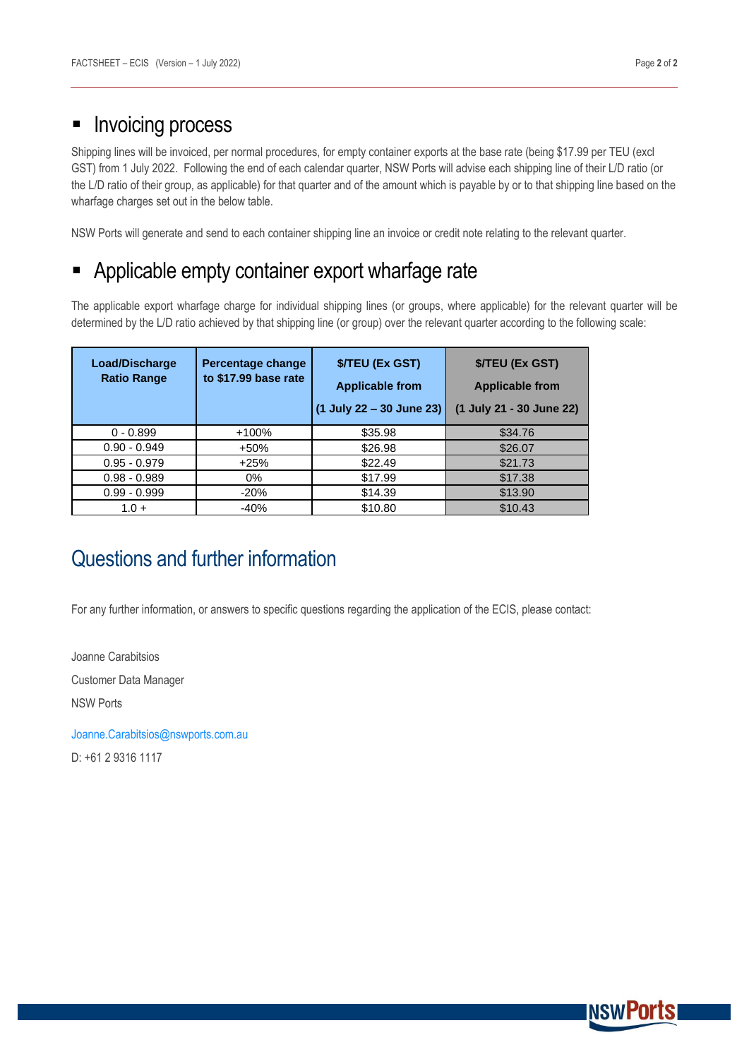## ▪ Invoicing process

Shipping lines will be invoiced, per normal procedures, for empty container exports at the base rate (being $17.99 per TEU (excl GST) from 1 July 2022. Following the end of each calendar quarter, NSW Ports will advise each shipping line of their L/D ratio (or the L/D ratio of their group, as applicable) for that quarter and of the amount which is payable by or to that shipping line based on the wharfage charges set out in the below table.

NSW Ports will generate and send to each container shipping line an invoice or credit note relating to the relevant quarter.

## ▪ Applicable empty container export wharfage rate

The applicable export wharfage charge for individual shipping lines (or groups, where applicable) for the relevant quarter will be determined by the L/D ratio achieved by that shipping line (or group) over the relevant quarter according to the following scale:

| Load/Discharge Ratio Range | Percentage change to $17.99 base rate | $/TEU (Ex GST) Applicable from (1 July 22 – 30 June 23) | $/TEU (Ex GST) Applicable from (1 July 21 - 30 June 22) |
|---|---|---|---|
| 0 - 0.899 | +100% | $35.98 | $34.76 |
| 0.90 - 0.949 | +50% | $26.98 | $26.07 |
| 0.95 - 0.979 | +25% | $22.49 | $21.73 |
| 0.98 - 0.989 | 0% | $17.99 | $17.38 |
| 0.99 - 0.999 | -20% | $14.39 | $13.90 |
| 1.0 + | -40% | $10.80 | $10.43 |

# Questions and further information

For any further information, or answers to specific questions regarding the application of the ECIS, please contact:

Joanne Carabitsios

Customer Data Manager

NSW Ports

Joanne.Carabitsios@nswports.com.au

D: +61 2 9316 1117